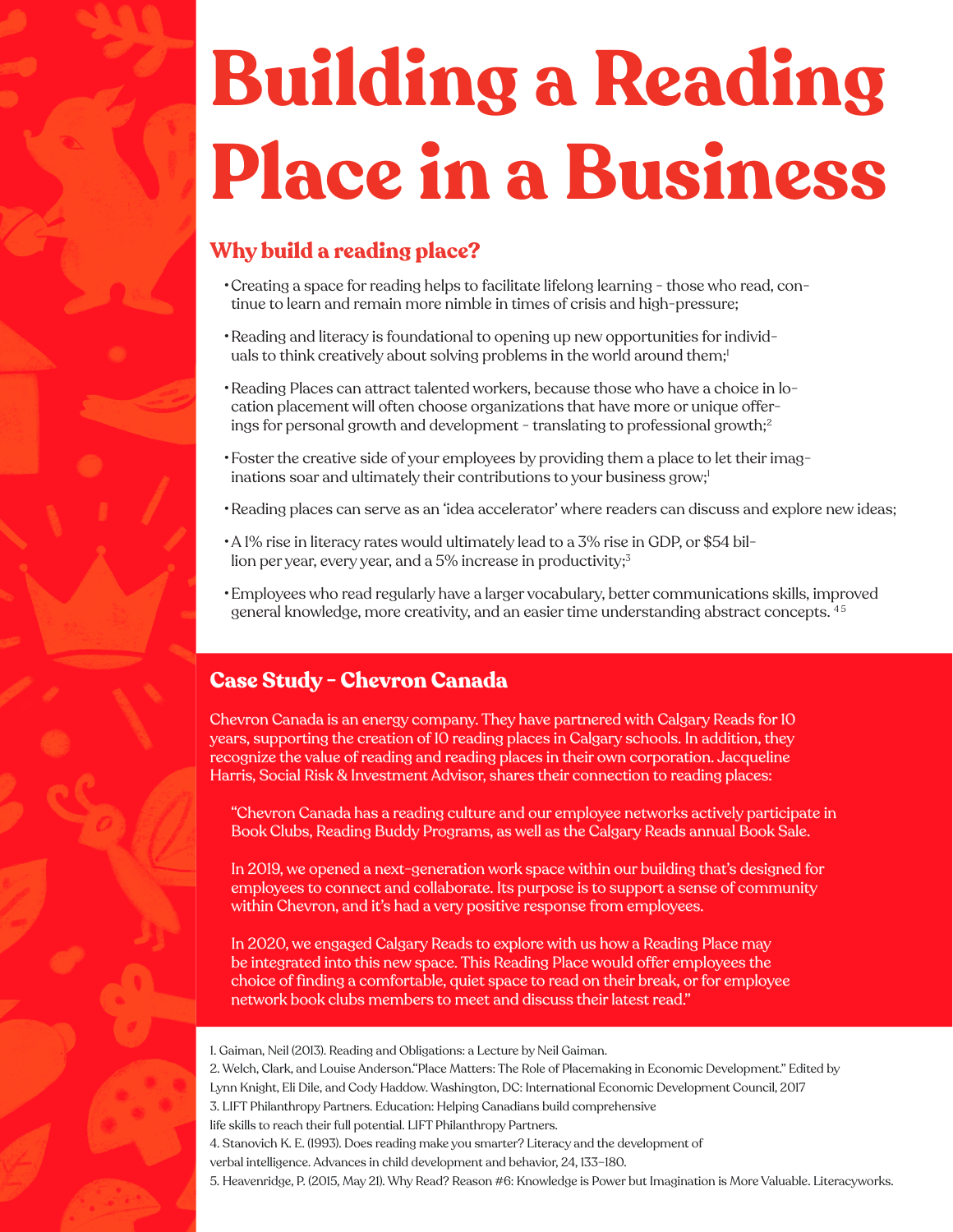# Building a Reading Place in a Business

## Why build a reading place?

- Creating a space for reading helps to facilitate lifelong learning - those who read, continue to learn and remain more nimble in times of crisis and high-pressure;
- Reading and literacy is foundational to opening up new opportunities for individuals to think creatively about solving problems in the world around them;[1]
- Reading Places can attract talented workers, because those who have a choice in location placement will often choose organizations that have more or unique offerings for personal growth and development - translating to professional growth;[2]
- Foster the creative side of your employees by providing them a place to let their imaginations soar and ultimately their contributions to your business grow;[1]
- Reading places can serve as an 'idea accelerator' where readers can discuss and explore new ideas;
- A 1% rise in literacy rates would ultimately lead to a 3% rise in GDP, or $54 billion per year, every year, and a 5% increase in productivity;[3]
- Employees who read regularly have a larger vocabulary, better communications skills, improved general knowledge, more creativity, and an easier time understanding abstract concepts.[4,5]

## Case Study - Chevron Canada

Chevron Canada is an energy company. They have partnered with Calgary Reads for 10 years, supporting the creation of 10 reading places in Calgary schools. In addition, they recognize the value of reading and reading places in their own corporation. Jacqueline Harris, Social Risk & Investment Advisor, shares their connection to reading places:

> "Chevron Canada has a reading culture and our employee networks actively participate in Book Clubs, Reading Buddy Programs, as well as the Calgary Reads annual Book Sale.
>
> In 2019, we opened a next-generation work space within our building that's designed for employees to connect and collaborate. Its purpose is to support a sense of community within Chevron, and it's had a very positive response from employees.
>
> In 2020, we engaged Calgary Reads to explore with us how a Reading Place may be integrated into this new space. This Reading Place would offer employees the choice of finding a comfortable, quiet space to read on their break, or for employee network book clubs members to meet and discuss their latest read."

1. Gaiman, Neil (2013). Reading and Obligations: a Lecture by Neil Gaiman.
2. Welch, Clark, and Louise Anderson."Place Matters: The Role of Placemaking in Economic Development." Edited by Lynn Knight, Eli Dile, and Cody Haddow. Washington, DC: International Economic Development Council, 2017
3. LIFT Philanthropy Partners. Education: Helping Canadians build comprehensive life skills to reach their full potential. LIFT Philanthropy Partners.
4. Stanovich K. E. (1993). Does reading make you smarter? Literacy and the development of verbal intelligence. Advances in child development and behavior, 24, 133–180.
5. Heavenridge, P. (2015, May 21). Why Read? Reason #6: Knowledge is Power but Imagination is More Valuable. Literacyworks.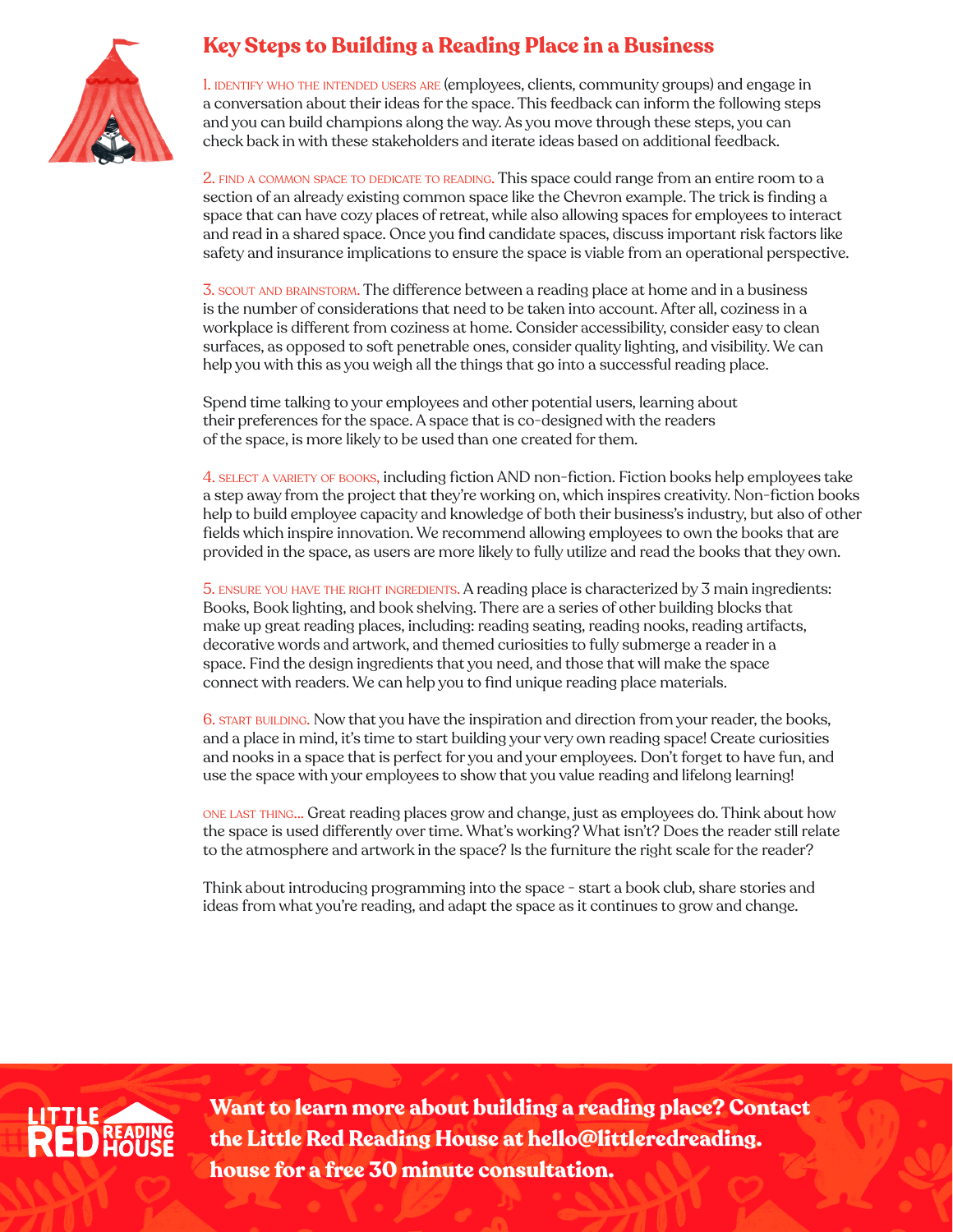## Key Steps to Building a Reading Place in a Business

1. IDENTIFY WHO THE INTENDED USERS ARE (employees, clients, community groups) and engage in a conversation about their ideas for the space. This feedback can inform the following steps and you can build champions along the way. As you move through these steps, you can check back in with these stakeholders and iterate ideas based on additional feedback.

2. FIND A COMMON SPACE TO DEDICATE TO READING. This space could range from an entire room to a section of an already existing common space like the Chevron example. The trick is finding a space that can have cozy places of retreat, while also allowing spaces for employees to interact and read in a shared space. Once you find candidate spaces, discuss important risk factors like safety and insurance implications to ensure the space is viable from an operational perspective.

3. SCOUT AND BRAINSTORM. The difference between a reading place at home and in a business is the number of considerations that need to be taken into account. After all, coziness in a workplace is different from coziness at home. Consider accessibility, consider easy to clean surfaces, as opposed to soft penetrable ones, consider quality lighting, and visibility. We can help you with this as you weigh all the things that go into a successful reading place.

Spend time talking to your employees and other potential users, learning about their preferences for the space. A space that is co-designed with the readers of the space, is more likely to be used than one created for them.

4. SELECT A VARIETY OF BOOKS, including fiction AND non-fiction. Fiction books help employees take a step away from the project that they're working on, which inspires creativity. Non-fiction books help to build employee capacity and knowledge of both their business's industry, but also of other fields which inspire innovation. We recommend allowing employees to own the books that are provided in the space, as users are more likely to fully utilize and read the books that they own.

5. ENSURE YOU HAVE THE RIGHT INGREDIENTS. A reading place is characterized by 3 main ingredients: Books, Book lighting, and book shelving. There are a series of other building blocks that make up great reading places, including: reading seating, reading nooks, reading artifacts, decorative words and artwork, and themed curiosities to fully submerge a reader in a space. Find the design ingredients that you need, and those that will make the space connect with readers. We can help you to find unique reading place materials.

6. START BUILDING. Now that you have the inspiration and direction from your reader, the books, and a place in mind, it's time to start building your very own reading space! Create curiosities and nooks in a space that is perfect for you and your employees. Don't forget to have fun, and use the space with your employees to show that you value reading and lifelong learning!

ONE LAST THING... Great reading places grow and change, just as employees do. Think about how the space is used differently over time. What's working? What isn't? Does the reader still relate to the atmosphere and artwork in the space? Is the furniture the right scale for the reader?

Think about introducing programming into the space - start a book club, share stories and ideas from what you're reading, and adapt the space as it continues to grow and change.

LITTLE RED READING HOUSE

**Want to learn more about building a reading place? Contact the Little Red Reading House at hello@littleredreading.house for a free 30 minute consultation.**